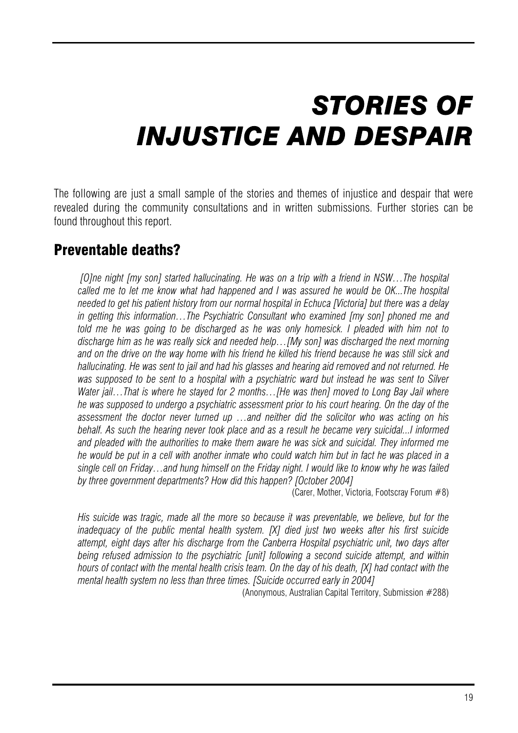# STORIES OF INJUSTICE AND DESPAIR

The following are just a small sample of the stories and themes of injustice and despair that were revealed during the community consultations and in written submissions. Further stories can be found throughout this report.

## Preventable deaths?

> *[O]ne night [my son] started hallucinating. He was on a trip with a friend in NSW…The hospital called me to let me know what had happened and I was assured he would be OK...The hospital needed to get his patient history from our normal hospital in Echuca [Victoria] but there was a delay in getting this information…The Psychiatric Consultant who examined [my son] phoned me and told me he was going to be discharged as he was only homesick. I pleaded with him not to discharge him as he was really sick and needed help…[My son] was discharged the next morning and on the drive on the way home with his friend he killed his friend because he was still sick and hallucinating. He was sent to jail and had his glasses and hearing aid removed and not returned. He was supposed to be sent to a hospital with a psychiatric ward but instead he was sent to Silver Water jail…That is where he stayed for 2 months…[He was then] moved to Long Bay Jail where he was supposed to undergo a psychiatric assessment prior to his court hearing. On the day of the assessment the doctor never turned up …and neither did the solicitor who was acting on his behalf. As such the hearing never took place and as a result he became very suicidal...I informed and pleaded with the authorities to make them aware he was sick and suicidal. They informed me he would be put in a cell with another inmate who could watch him but in fact he was placed in a single cell on Friday…and hung himself on the Friday night. I would like to know why he was failed by three government departments? How did this happen? [October 2004]*
>
> (Carer, Mother, Victoria, Footscray Forum #8)

> *His suicide was tragic, made all the more so because it was preventable, we believe, but for the inadequacy of the public mental health system. [X] died just two weeks after his first suicide attempt, eight days after his discharge from the Canberra Hospital psychiatric unit, two days after being refused admission to the psychiatric [unit] following a second suicide attempt, and within hours of contact with the mental health crisis team. On the day of his death, [X] had contact with the mental health system no less than three times. [Suicide occurred early in 2004]*
>
> (Anonymous, Australian Capital Territory, Submission #288)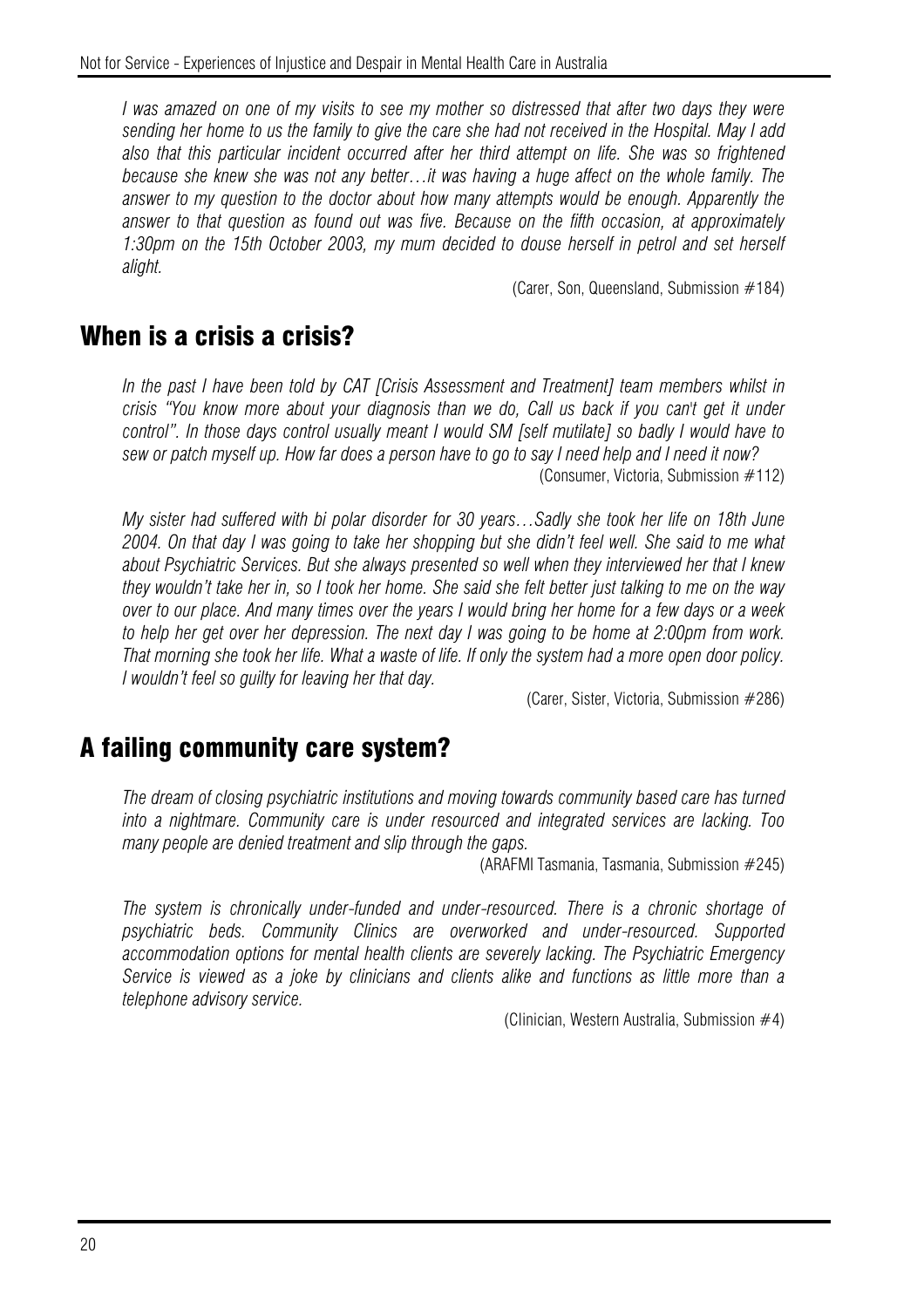*I was amazed on one of my visits to see my mother so distressed that after two days they were sending her home to us the family to give the care she had not received in the Hospital. May I add also that this particular incident occurred after her third attempt on life. She was so frightened because she knew she was not any better…it was having a huge affect on the whole family. The answer to my question to the doctor about how many attempts would be enough. Apparently the answer to that question as found out was five. Because on the fifth occasion, at approximately 1:30pm on the 15th October 2003, my mum decided to douse herself in petrol and set herself alight.*

(Carer, Son, Queensland, Submission #184)

## When is a crisis a crisis?

*In the past I have been told by CAT [Crisis Assessment and Treatment] team members whilst in crisis "You know more about your diagnosis than we do, Call us back if you can't get it under control". In those days control usually meant I would SM [self mutilate] so badly I would have to sew or patch myself up. How far does a person have to go to say I need help and I need it now?*

(Consumer, Victoria, Submission #112)

*My sister had suffered with bi polar disorder for 30 years…Sadly she took her life on 18th June 2004. On that day I was going to take her shopping but she didn't feel well. She said to me what about Psychiatric Services. But she always presented so well when they interviewed her that I knew they wouldn't take her in, so I took her home. She said she felt better just talking to me on the way over to our place. And many times over the years I would bring her home for a few days or a week to help her get over her depression. The next day I was going to be home at 2:00pm from work. That morning she took her life. What a waste of life. If only the system had a more open door policy. I wouldn't feel so guilty for leaving her that day.*

(Carer, Sister, Victoria, Submission #286)

## A failing community care system?

*The dream of closing psychiatric institutions and moving towards community based care has turned into a nightmare. Community care is under resourced and integrated services are lacking. Too many people are denied treatment and slip through the gaps.*

(ARAFMI Tasmania, Tasmania, Submission #245)

*The system is chronically under-funded and under-resourced. There is a chronic shortage of psychiatric beds. Community Clinics are overworked and under-resourced. Supported accommodation options for mental health clients are severely lacking. The Psychiatric Emergency Service is viewed as a joke by clinicians and clients alike and functions as little more than a telephone advisory service.*

(Clinician, Western Australia, Submission #4)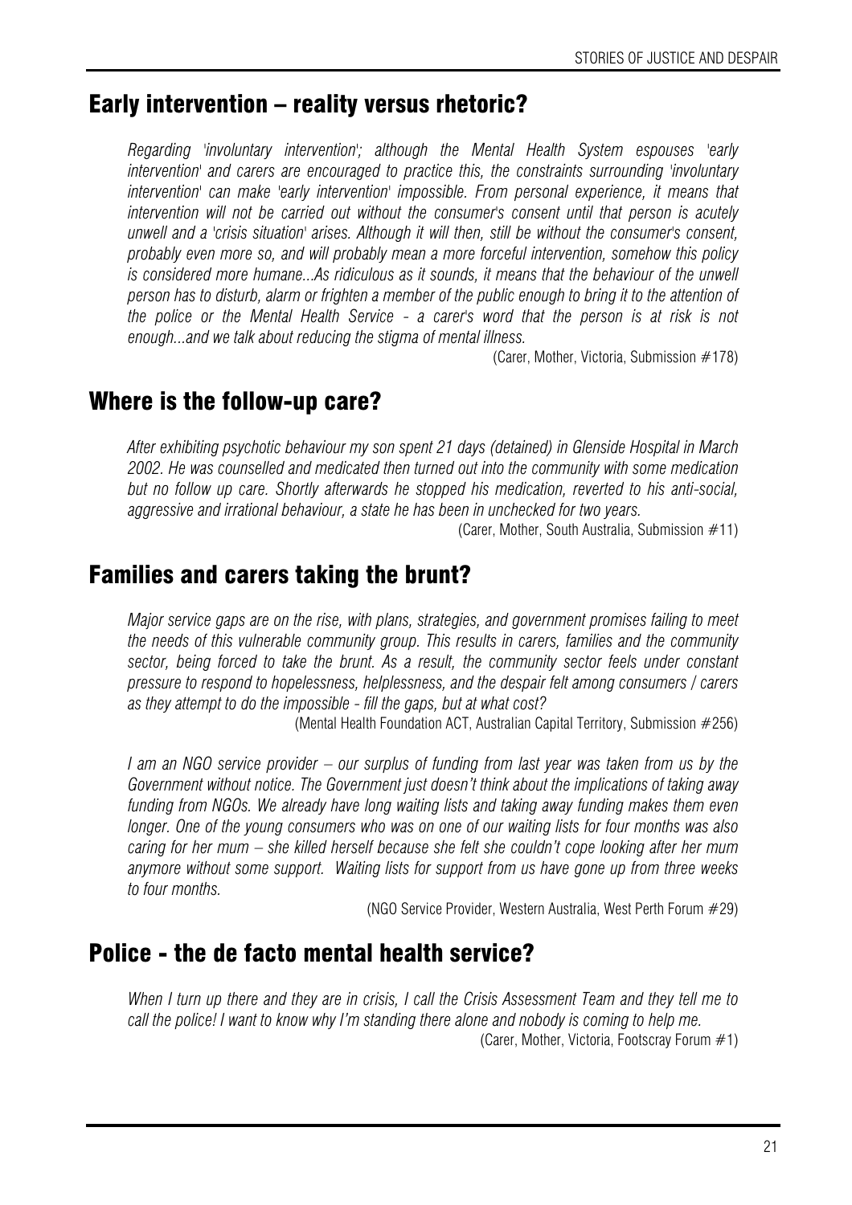## Early intervention – reality versus rhetoric?

*Regarding 'involuntary intervention'; although the Mental Health System espouses 'early intervention' and carers are encouraged to practice this, the constraints surrounding 'involuntary intervention' can make 'early intervention' impossible. From personal experience, it means that intervention will not be carried out without the consumer's consent until that person is acutely unwell and a 'crisis situation' arises. Although it will then, still be without the consumer's consent, probably even more so, and will probably mean a more forceful intervention, somehow this policy is considered more humane...As ridiculous as it sounds, it means that the behaviour of the unwell person has to disturb, alarm or frighten a member of the public enough to bring it to the attention of the police or the Mental Health Service - a carer's word that the person is at risk is not enough...and we talk about reducing the stigma of mental illness.*

(Carer, Mother, Victoria, Submission #178)

## Where is the follow-up care?

*After exhibiting psychotic behaviour my son spent 21 days (detained) in Glenside Hospital in March 2002. He was counselled and medicated then turned out into the community with some medication but no follow up care. Shortly afterwards he stopped his medication, reverted to his anti-social, aggressive and irrational behaviour, a state he has been in unchecked for two years.*

(Carer, Mother, South Australia, Submission #11)

## Families and carers taking the brunt?

*Major service gaps are on the rise, with plans, strategies, and government promises failing to meet the needs of this vulnerable community group. This results in carers, families and the community sector, being forced to take the brunt. As a result, the community sector feels under constant pressure to respond to hopelessness, helplessness, and the despair felt among consumers / carers as they attempt to do the impossible - fill the gaps, but at what cost?*

(Mental Health Foundation ACT, Australian Capital Territory, Submission #256)

*I am an NGO service provider – our surplus of funding from last year was taken from us by the Government without notice. The Government just doesn't think about the implications of taking away funding from NGOs. We already have long waiting lists and taking away funding makes them even longer. One of the young consumers who was on one of our waiting lists for four months was also caring for her mum – she killed herself because she felt she couldn't cope looking after her mum anymore without some support. Waiting lists for support from us have gone up from three weeks to four months.*

(NGO Service Provider, Western Australia, West Perth Forum #29)

## Police - the de facto mental health service?

*When I turn up there and they are in crisis, I call the Crisis Assessment Team and they tell me to call the police! I want to know why I'm standing there alone and nobody is coming to help me.*

(Carer, Mother, Victoria, Footscray Forum #1)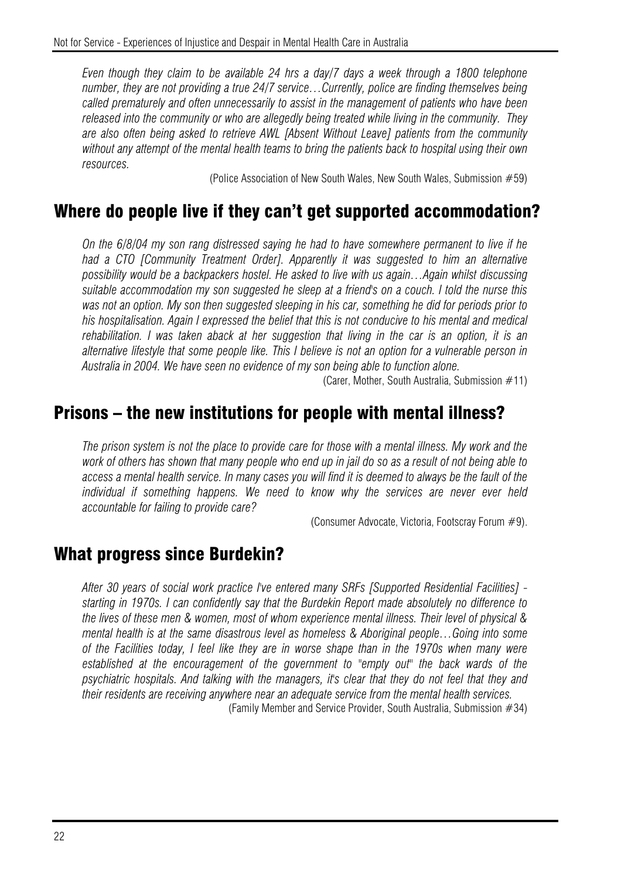*Even though they claim to be available 24 hrs a day/7 days a week through a 1800 telephone number, they are not providing a true 24/7 service…Currently, police are finding themselves being called prematurely and often unnecessarily to assist in the management of patients who have been released into the community or who are allegedly being treated while living in the community. They are also often being asked to retrieve AWL [Absent Without Leave] patients from the community without any attempt of the mental health teams to bring the patients back to hospital using their own resources.*

(Police Association of New South Wales, New South Wales, Submission #59)

## Where do people live if they can't get supported accommodation?

*On the 6/8/04 my son rang distressed saying he had to have somewhere permanent to live if he had a CTO [Community Treatment Order]. Apparently it was suggested to him an alternative possibility would be a backpackers hostel. He asked to live with us again…Again whilst discussing suitable accommodation my son suggested he sleep at a friend's on a couch. I told the nurse this was not an option. My son then suggested sleeping in his car, something he did for periods prior to his hospitalisation. Again I expressed the belief that this is not conducive to his mental and medical rehabilitation. I was taken aback at her suggestion that living in the car is an option, it is an alternative lifestyle that some people like. This I believe is not an option for a vulnerable person in Australia in 2004. We have seen no evidence of my son being able to function alone.*

(Carer, Mother, South Australia, Submission #11)

## Prisons – the new institutions for people with mental illness?

*The prison system is not the place to provide care for those with a mental illness. My work and the work of others has shown that many people who end up in jail do so as a result of not being able to access a mental health service. In many cases you will find it is deemed to always be the fault of the individual if something happens. We need to know why the services are never ever held accountable for failing to provide care?*

(Consumer Advocate, Victoria, Footscray Forum #9).

## What progress since Burdekin?

*After 30 years of social work practice I've entered many SRFs [Supported Residential Facilities] - starting in 1970s. I can confidently say that the Burdekin Report made absolutely no difference to the lives of these men & women, most of whom experience mental illness. Their level of physical & mental health is at the same disastrous level as homeless & Aboriginal people…Going into some of the Facilities today, I feel like they are in worse shape than in the 1970s when many were established at the encouragement of the government to "empty out" the back wards of the psychiatric hospitals. And talking with the managers, it's clear that they do not feel that they and their residents are receiving anywhere near an adequate service from the mental health services.*

(Family Member and Service Provider, South Australia, Submission #34)